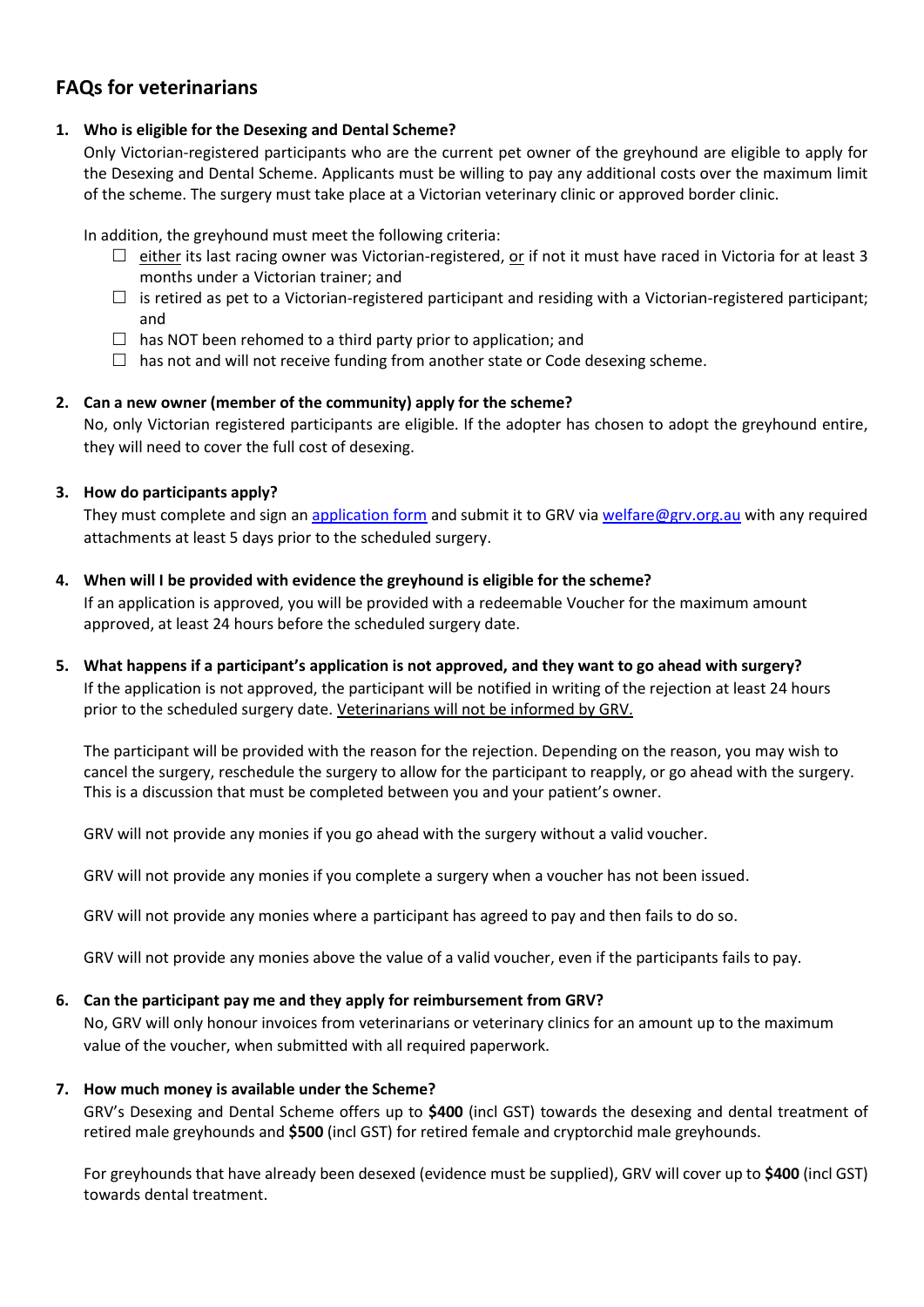## FAQs for veterinarians

1. **Who is eligible for the Desexing and Dental Scheme?**

   Only Victorian-registered participants who are the current pet owner of the greyhound are eligible to apply for the Desexing and Dental Scheme. Applicants must be willing to pay any additional costs over the maximum limit of the scheme. The surgery must take place at a Victorian veterinary clinic or approved border clinic.

   In addition, the greyhound must meet the following criteria:

   - ☐ either its last racing owner was Victorian-registered, or if not it must have raced in Victoria for at least 3 months under a Victorian trainer; and
   - ☐ is retired as pet to a Victorian-registered participant and residing with a Victorian-registered participant; and
   - ☐ has NOT been rehomed to a third party prior to application; and
   - ☐ has not and will not receive funding from another state or Code desexing scheme.

2. **Can a new owner (member of the community) apply for the scheme?**

   No, only Victorian registered participants are eligible. If the adopter has chosen to adopt the greyhound entire, they will need to cover the full cost of desexing.

3. **How do participants apply?**

   They must complete and sign an [application form] and submit it to GRV via [welfare@grv.org.au] with any required attachments at least 5 days prior to the scheduled surgery.

4. **When will I be provided with evidence the greyhound is eligible for the scheme?**

   If an application is approved, you will be provided with a redeemable Voucher for the maximum amount approved, at least 24 hours before the scheduled surgery date.

5. **What happens if a participant's application is not approved, and they want to go ahead with surgery?**

   If the application is not approved, the participant will be notified in writing of the rejection at least 24 hours prior to the scheduled surgery date. Veterinarians will not be informed by GRV.

   The participant will be provided with the reason for the rejection. Depending on the reason, you may wish to cancel the surgery, reschedule the surgery to allow for the participant to reapply, or go ahead with the surgery. This is a discussion that must be completed between you and your patient's owner.

   GRV will not provide any monies if you go ahead with the surgery without a valid voucher.

   GRV will not provide any monies if you complete a surgery when a voucher has not been issued.

   GRV will not provide any monies where a participant has agreed to pay and then fails to do so.

   GRV will not provide any monies above the value of a valid voucher, even if the participants fails to pay.

6. **Can the participant pay me and they apply for reimbursement from GRV?**

   No, GRV will only honour invoices from veterinarians or veterinary clinics for an amount up to the maximum value of the voucher, when submitted with all required paperwork.

7. **How much money is available under the Scheme?**

   GRV's Desexing and Dental Scheme offers up to **$400** (incl GST) towards the desexing and dental treatment of retired male greyhounds and **$500** (incl GST) for retired female and cryptorchid male greyhounds.

   For greyhounds that have already been desexed (evidence must be supplied), GRV will cover up to **$400** (incl GST) towards dental treatment.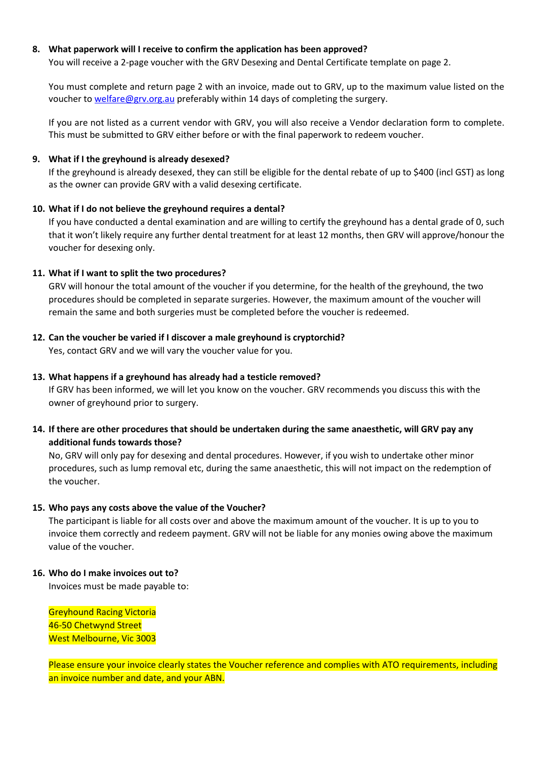8. **What paperwork will I receive to confirm the application has been approved?**

   You will receive a 2-page voucher with the GRV Desexing and Dental Certificate template on page 2.

   You must complete and return page 2 with an invoice, made out to GRV, up to the maximum value listed on the voucher to welfare@grv.org.au preferably within 14 days of completing the surgery.

   If you are not listed as a current vendor with GRV, you will also receive a Vendor declaration form to complete. This must be submitted to GRV either before or with the final paperwork to redeem voucher.

9. **What if I the greyhound is already desexed?**

   If the greyhound is already desexed, they can still be eligible for the dental rebate of up to $400 (incl GST) as long as the owner can provide GRV with a valid desexing certificate.

10. **What if I do not believe the greyhound requires a dental?**

    If you have conducted a dental examination and are willing to certify the greyhound has a dental grade of 0, such that it won't likely require any further dental treatment for at least 12 months, then GRV will approve/honour the voucher for desexing only.

11. **What if I want to split the two procedures?**

    GRV will honour the total amount of the voucher if you determine, for the health of the greyhound, the two procedures should be completed in separate surgeries. However, the maximum amount of the voucher will remain the same and both surgeries must be completed before the voucher is redeemed.

12. **Can the voucher be varied if I discover a male greyhound is cryptorchid?**

    Yes, contact GRV and we will vary the voucher value for you.

13. **What happens if a greyhound has already had a testicle removed?**

    If GRV has been informed, we will let you know on the voucher. GRV recommends you discuss this with the owner of greyhound prior to surgery.

14. **If there are other procedures that should be undertaken during the same anaesthetic, will GRV pay any additional funds towards those?**

    No, GRV will only pay for desexing and dental procedures. However, if you wish to undertake other minor procedures, such as lump removal etc, during the same anaesthetic, this will not impact on the redemption of the voucher.

15. **Who pays any costs above the value of the Voucher?**

    The participant is liable for all costs over and above the maximum amount of the voucher. It is up to you to invoice them correctly and redeem payment. GRV will not be liable for any monies owing above the maximum value of the voucher.

16. **Who do I make invoices out to?**

    Invoices must be made payable to:

    Greyhound Racing Victoria
    46-50 Chetwynd Street
    West Melbourne, Vic 3003

    Please ensure your invoice clearly states the Voucher reference and complies with ATO requirements, including an invoice number and date, and your ABN.